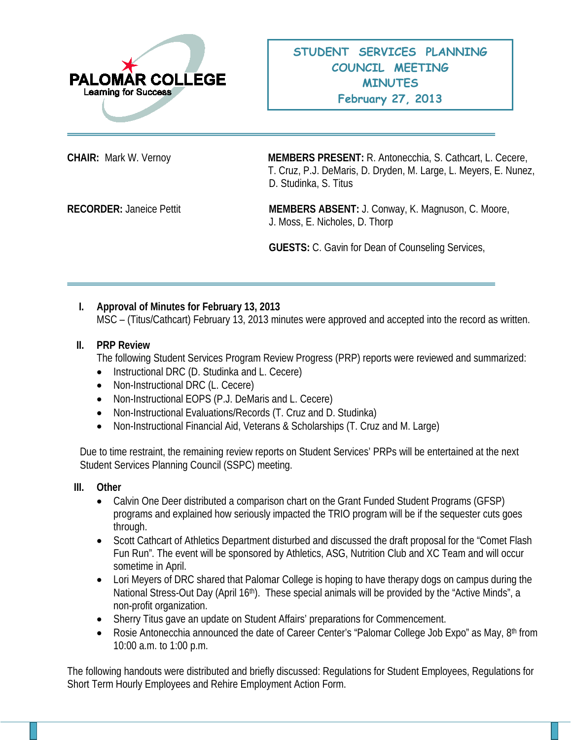PALOMAR COLLEGE
Learning for Success

# STUDENT SERVICES PLANNING COUNCIL MEETING MINUTES
## February 27, 2013

**CHAIR:** Mark W. Vernoy

**MEMBERS PRESENT:** R. Antonecchia, S. Cathcart, L. Cecere, T. Cruz, P.J. DeMaris, D. Dryden, M. Large, L. Meyers, E. Nunez, D. Studinka, S. Titus

**RECORDER:** Janeice Pettit

**MEMBERS ABSENT:** J. Conway, K. Magnuson, C. Moore, J. Moss, E. Nicholes, D. Thorp

**GUESTS:** C. Gavin for Dean of Counseling Services,

---

**I. Approval of Minutes for February 13, 2013**

MSC – (Titus/Cathcart) February 13, 2013 minutes were approved and accepted into the record as written.

**II. PRP Review**

The following Student Services Program Review Progress (PRP) reports were reviewed and summarized:

- Instructional DRC (D. Studinka and L. Cecere)
- Non-Instructional DRC (L. Cecere)
- Non-Instructional EOPS (P.J. DeMaris and L. Cecere)
- Non-Instructional Evaluations/Records (T. Cruz and D. Studinka)
- Non-Instructional Financial Aid, Veterans & Scholarships (T. Cruz and M. Large)

Due to time restraint, the remaining review reports on Student Services' PRPs will be entertained at the next Student Services Planning Council (SSPC) meeting.

**III. Other**

- Calvin One Deer distributed a comparison chart on the Grant Funded Student Programs (GFSP) programs and explained how seriously impacted the TRIO program will be if the sequester cuts goes through.
- Scott Cathcart of Athletics Department disturbed and discussed the draft proposal for the "Comet Flash Fun Run". The event will be sponsored by Athletics, ASG, Nutrition Club and XC Team and will occur sometime in April.
- Lori Meyers of DRC shared that Palomar College is hoping to have therapy dogs on campus during the National Stress-Out Day (April 16th). These special animals will be provided by the "Active Minds", a non-profit organization.
- Sherry Titus gave an update on Student Affairs' preparations for Commencement.
- Rosie Antonecchia announced the date of Career Center's "Palomar College Job Expo" as May, 8th from 10:00 a.m. to 1:00 p.m.

The following handouts were distributed and briefly discussed: Regulations for Student Employees, Regulations for Short Term Hourly Employees and Rehire Employment Action Form.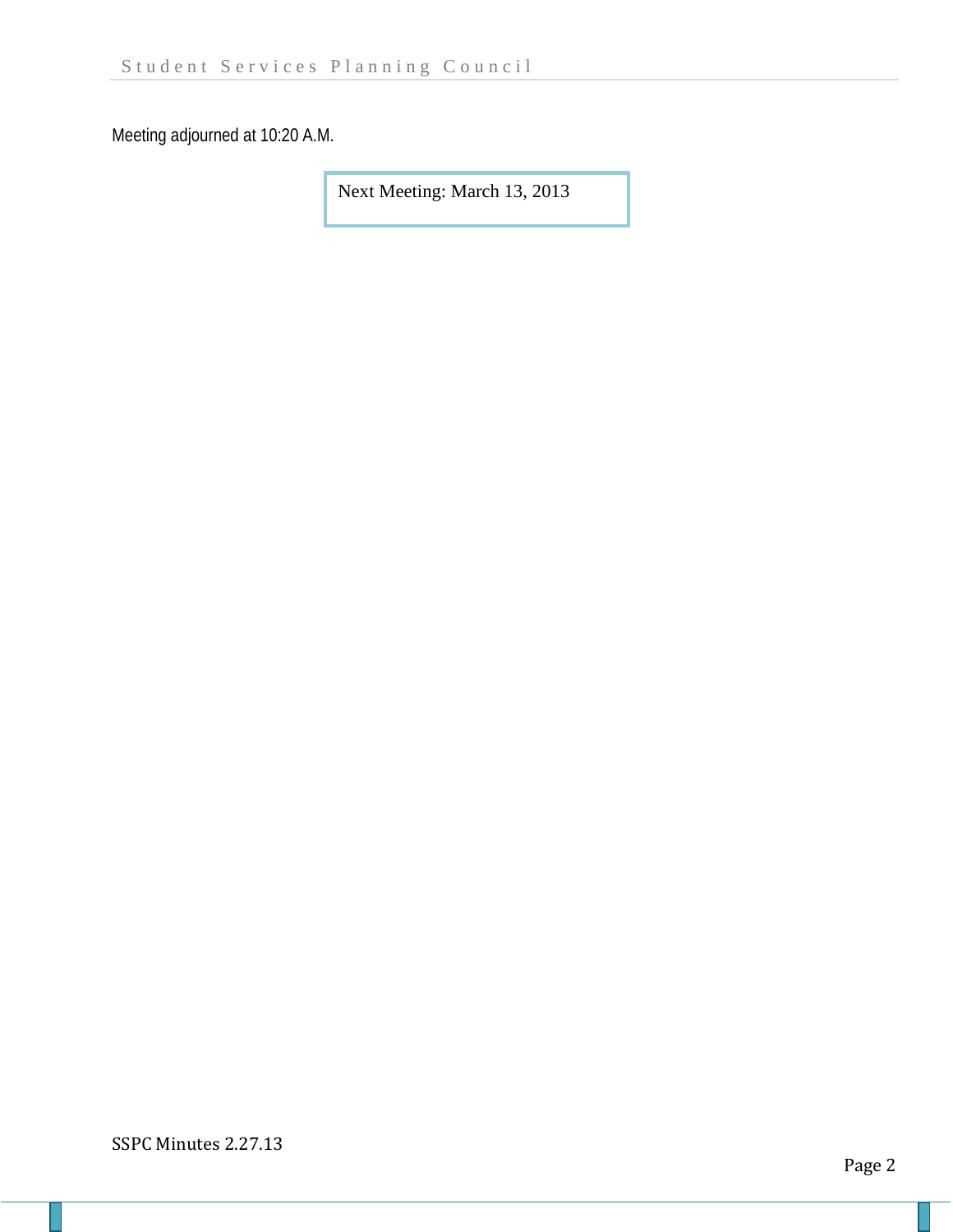Meeting adjourned at 10:20 A.M.

Next Meeting: March 13, 2013